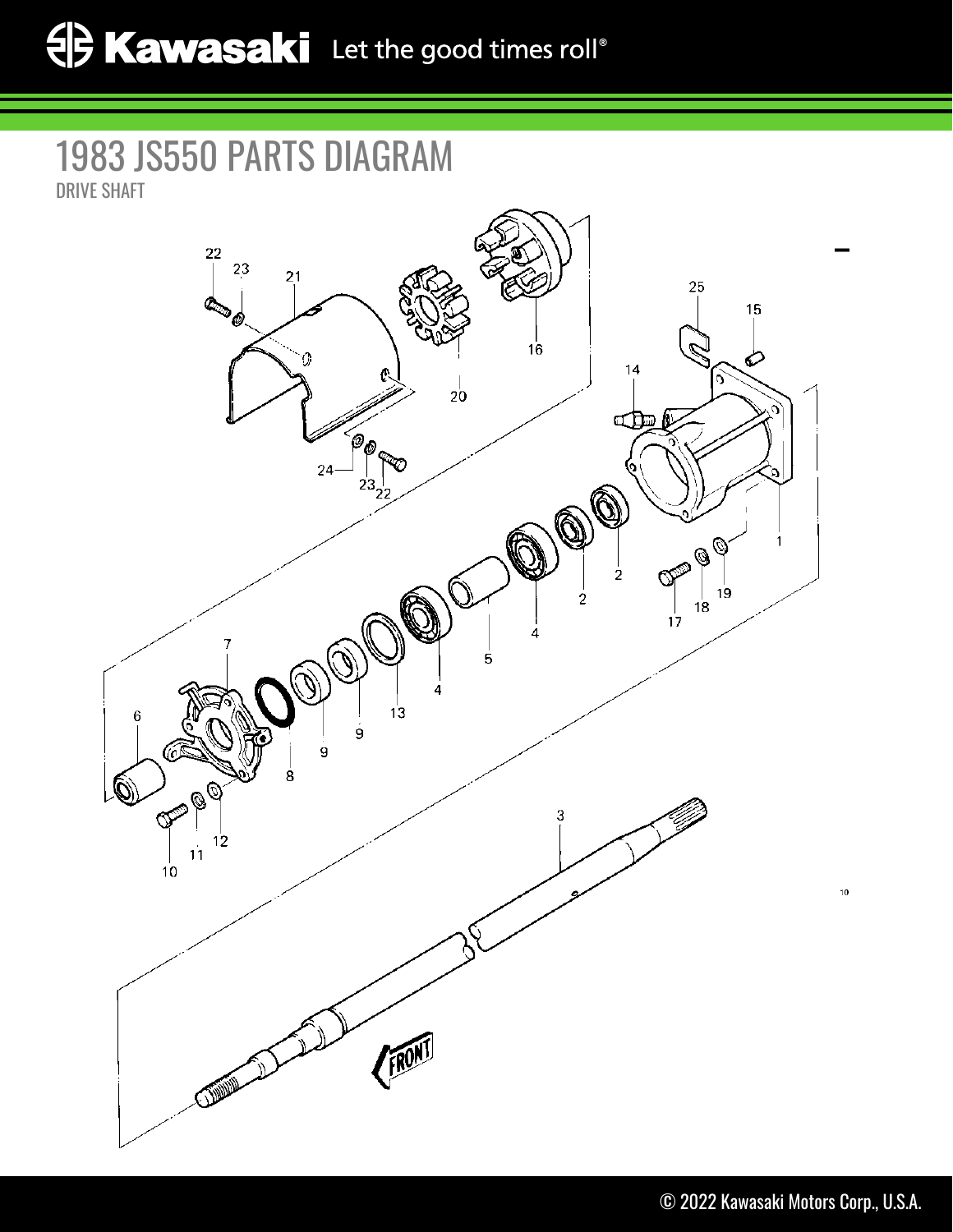# 1983 JS550 PARTS DIAGRAM

DRIVE SHAFT

22 23 21 16 20 25 15 14 24 23 22 1 2 2 4 19 18 17 5 4 7 13 6 9 9 8 12 11 10 3 FRONT

© 2022 Kawasaki Motors Corp., U.S.A.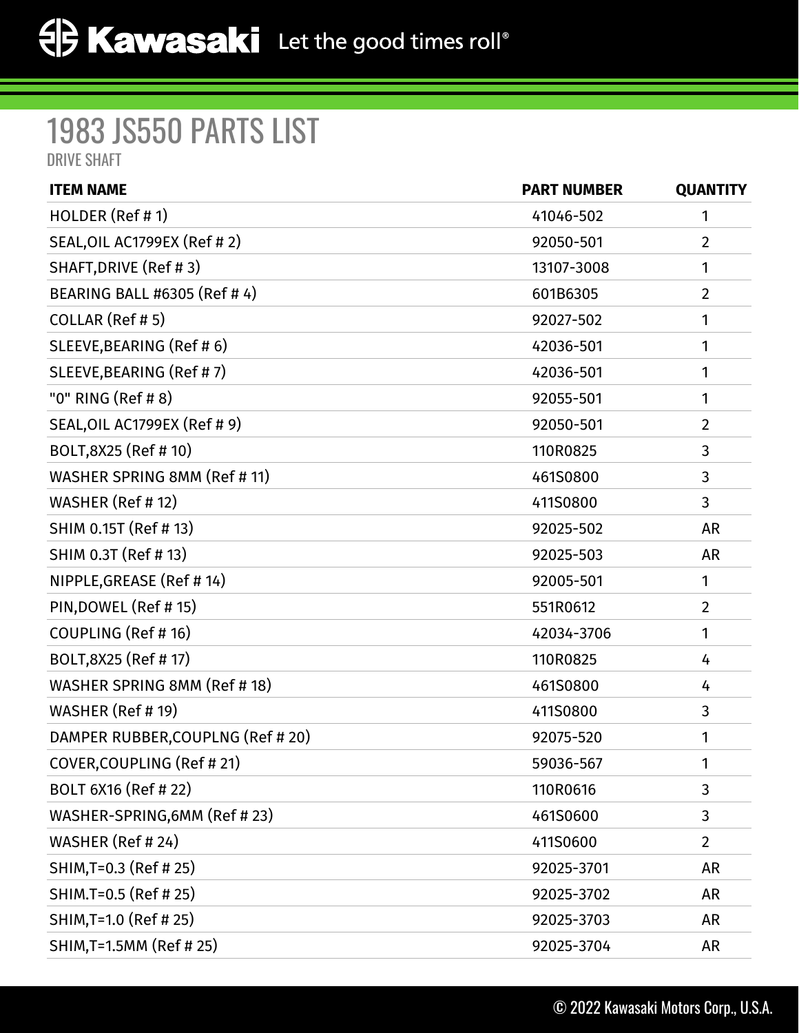# 1983 JS550 PARTS LIST

DRIVE SHAFT

| ITEM NAME | PART NUMBER | QUANTITY |
| --- | --- | --- |
| HOLDER (Ref # 1) | 41046-502 | 1 |
| SEAL,OIL AC1799EX (Ref # 2) | 92050-501 | 2 |
| SHAFT,DRIVE (Ref # 3) | 13107-3008 | 1 |
| BEARING BALL #6305 (Ref # 4) | 601B6305 | 2 |
| COLLAR (Ref # 5) | 92027-502 | 1 |
| SLEEVE,BEARING (Ref # 6) | 42036-501 | 1 |
| SLEEVE,BEARING (Ref # 7) | 42036-501 | 1 |
| "0" RING (Ref # 8) | 92055-501 | 1 |
| SEAL,OIL AC1799EX (Ref # 9) | 92050-501 | 2 |
| BOLT,8X25 (Ref # 10) | 110R0825 | 3 |
| WASHER SPRING 8MM (Ref # 11) | 461S0800 | 3 |
| WASHER (Ref # 12) | 411S0800 | 3 |
| SHIM 0.15T (Ref # 13) | 92025-502 | AR |
| SHIM 0.3T (Ref # 13) | 92025-503 | AR |
| NIPPLE,GREASE (Ref # 14) | 92005-501 | 1 |
| PIN,DOWEL (Ref # 15) | 551R0612 | 2 |
| COUPLING (Ref # 16) | 42034-3706 | 1 |
| BOLT,8X25 (Ref # 17) | 110R0825 | 4 |
| WASHER SPRING 8MM (Ref # 18) | 461S0800 | 4 |
| WASHER (Ref # 19) | 411S0800 | 3 |
| DAMPER RUBBER,COUPLNG (Ref # 20) | 92075-520 | 1 |
| COVER,COUPLING (Ref # 21) | 59036-567 | 1 |
| BOLT 6X16 (Ref # 22) | 110R0616 | 3 |
| WASHER-SPRING,6MM (Ref # 23) | 461S0600 | 3 |
| WASHER (Ref # 24) | 411S0600 | 2 |
| SHIM,T=0.3 (Ref # 25) | 92025-3701 | AR |
| SHIM.T=0.5 (Ref # 25) | 92025-3702 | AR |
| SHIM,T=1.0 (Ref # 25) | 92025-3703 | AR |
| SHIM,T=1.5MM (Ref # 25) | 92025-3704 | AR |